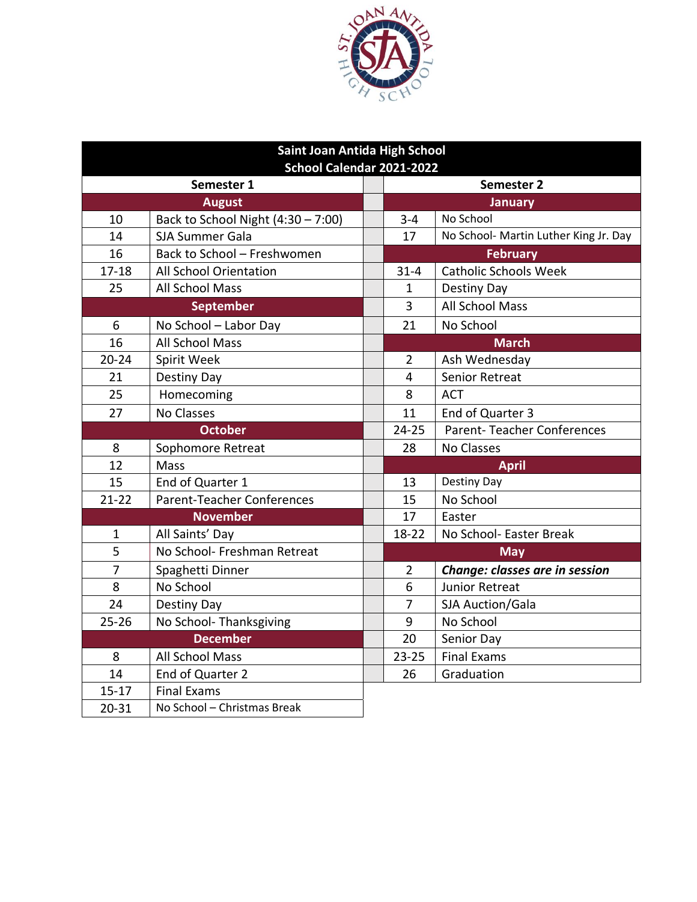# Saint Joan Antida High School

## School Calendar 2021-2022

| Semester 1 | | Semester 2 | |
|---|---|---|---|
| **August** | | **January** | |
| 10 | Back to School Night (4:30 – 7:00) | 3-4 | No School |
| 14 | SJA Summer Gala | 17 | No School- Martin Luther King Jr. Day |
| 16 | Back to School – Freshwomen | **February** | |
| 17-18 | All School Orientation | 31-4 | Catholic Schools Week |
| 25 | All School Mass | 1 | Destiny Day |
| **September** | | 3 | All School Mass |
| 6 | No School – Labor Day | 21 | No School |
| 16 | All School Mass | **March** | |
| 20-24 | Spirit Week | 2 | Ash Wednesday |
| 21 | Destiny Day | 4 | Senior Retreat |
| 25 | Homecoming | 8 | ACT |
| 27 | No Classes | 11 | End of Quarter 3 |
| **October** | | 24-25 | Parent- Teacher Conferences |
| 8 | Sophomore Retreat | 28 | No Classes |
| 12 | Mass | **April** | |
| 15 | End of Quarter 1 | 13 | Destiny Day |
| 21-22 | Parent-Teacher Conferences | 15 | No School |
| **November** | | 17 | Easter |
| 1 | All Saints' Day | 18-22 | No School- Easter Break |
| 5 | No School- Freshman Retreat | **May** | |
| 7 | Spaghetti Dinner | 2 | ***Change: classes are in session*** |
| 8 | No School | 6 | Junior Retreat |
| 24 | Destiny Day | 7 | SJA Auction/Gala |
| 25-26 | No School- Thanksgiving | 9 | No School |
| **December** | | 20 | Senior Day |
| 8 | All School Mass | 23-25 | Final Exams |
| 14 | End of Quarter 2 | 26 | Graduation |
| 15-17 | Final Exams | | |
| 20-31 | No School – Christmas Break | | |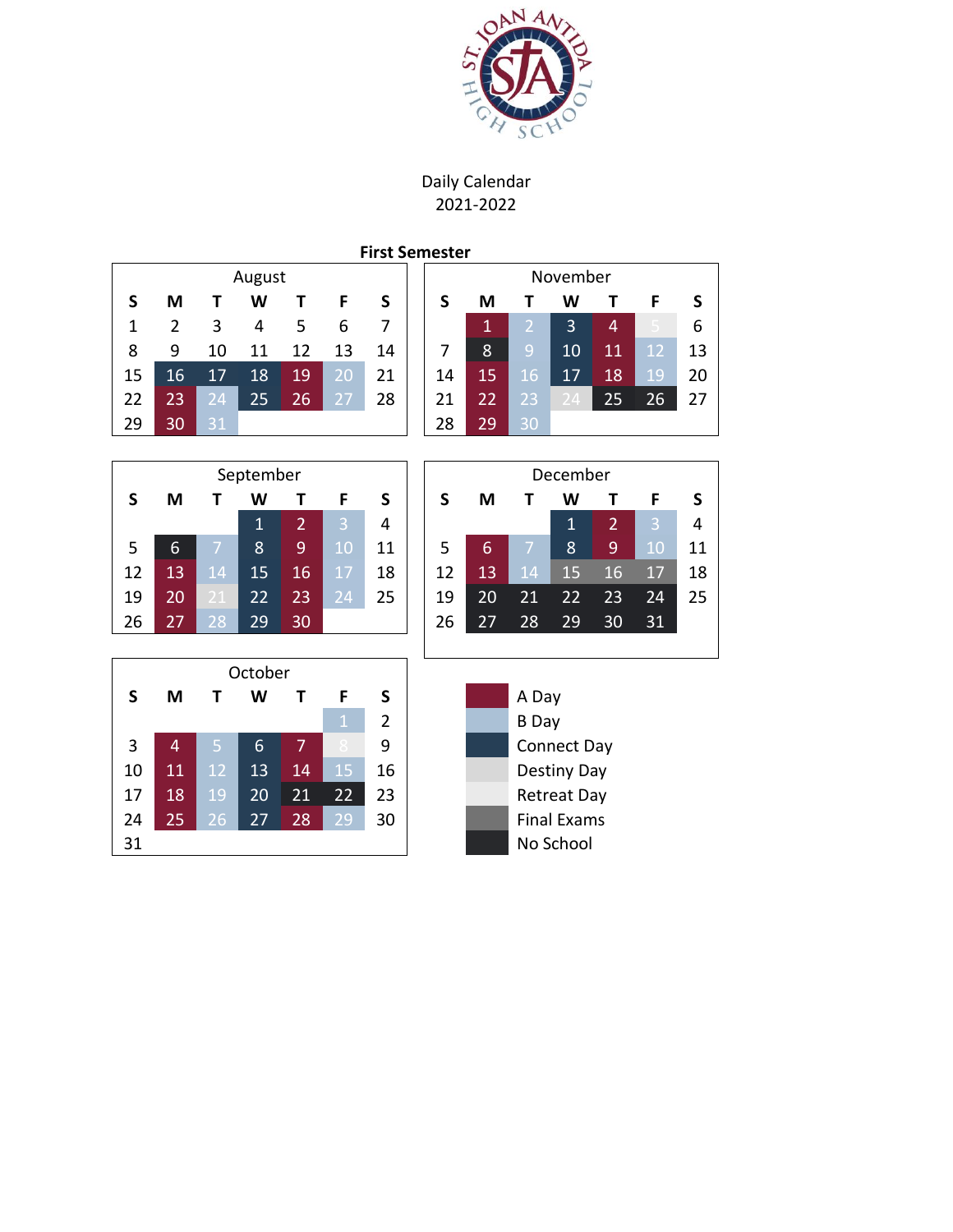ST. JOAN ANTIDA HIGH SCHOOL

Daily Calendar
2021-2022

**First Semester**

| August | | | | | | |
|---|---|---|---|---|---|---|
| S | M | T | W | T | F | S |
| 1 | 2 | 3 | 4 | 5 | 6 | 7 |
| 8 | 9 | 10 | 11 | 12 | 13 | 14 |
| 15 | 16 | 17 | 18 | 19 | 20 | 21 |
| 22 | 23 | 24 | 25 | 26 | 27 | 28 |
| 29 | 30 | 31 | | | | |

| September | | | | | | |
|---|---|---|---|---|---|---|
| S | M | T | W | T | F | S |
| | | | 1 | 2 | 3 | 4 |
| 5 | 6 | 7 | 8 | 9 | 10 | 11 |
| 12 | 13 | 14 | 15 | 16 | 17 | 18 |
| 19 | 20 | 21 | 22 | 23 | 24 | 25 |
| 26 | 27 | 28 | 29 | 30 | | |

| October | | | | | | |
|---|---|---|---|---|---|---|
| S | M | T | W | T | F | S |
| | | | | | 1 | 2 |
| 3 | 4 | 5 | 6 | 7 | 8 | 9 |
| 10 | 11 | 12 | 13 | 14 | 15 | 16 |
| 17 | 18 | 19 | 20 | 21 | 22 | 23 |
| 24 | 25 | 26 | 27 | 28 | 29 | 30 |
| 31 | | | | | | |

| November | | | | | | |
|---|---|---|---|---|---|---|
| S | M | T | W | T | F | S |
| | 1 | 2 | 3 | 4 | 5 | 6 |
| 7 | 8 | 9 | 10 | 11 | 12 | 13 |
| 14 | 15 | 16 | 17 | 18 | 19 | 20 |
| 21 | 22 | 23 | 24 | 25 | 26 | 27 |
| 28 | 29 | 30 | | | | |

| December | | | | | | |
|---|---|---|---|---|---|---|
| S | M | T | W | T | F | S |
| | | | 1 | 2 | 3 | 4 |
| 5 | 6 | 7 | 8 | 9 | 10 | 11 |
| 12 | 13 | 14 | 15 | 16 | 17 | 18 |
| 19 | 20 | 21 | 22 | 23 | 24 | 25 |
| 26 | 27 | 28 | 29 | 30 | 31 | |

- A Day
- B Day
- Connect Day
- Destiny Day
- Retreat Day
- Final Exams
- No School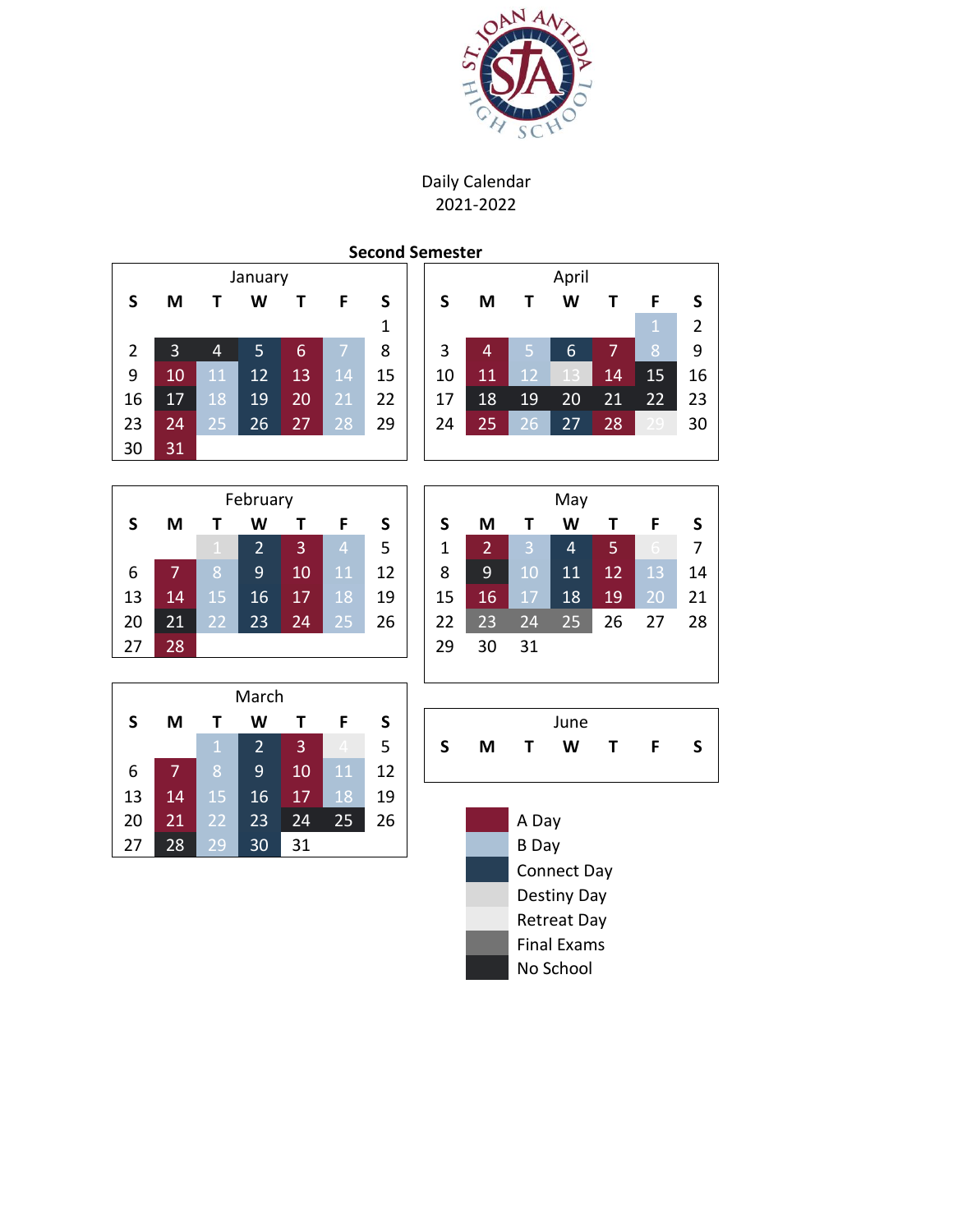ST. JOAN ANTIDA HIGH SCHOOL

Daily Calendar
2021-2022

**Second Semester**

January

| S | M | T | W | T | F | S |
|---|---|---|---|---|---|---|
| | | | | | | 1 |
| 2 | 3 | 4 | 5 | 6 | 7 | 8 |
| 9 | 10 | 11 | 12 | 13 | 14 | 15 |
| 16 | 17 | 18 | 19 | 20 | 21 | 22 |
| 23 | 24 | 25 | 26 | 27 | 28 | 29 |
| 30 | 31 | | | | | |

April

| S | M | T | W | T | F | S |
|---|---|---|---|---|---|---|
| | | | | | 1 | 2 |
| 3 | 4 | 5 | 6 | 7 | 8 | 9 |
| 10 | 11 | 12 | 13 | 14 | 15 | 16 |
| 17 | 18 | 19 | 20 | 21 | 22 | 23 |
| 24 | 25 | 26 | 27 | 28 | 29 | 30 |

February

| S | M | T | W | T | F | S |
|---|---|---|---|---|---|---|
| | | 1 | 2 | 3 | 4 | 5 |
| 6 | 7 | 8 | 9 | 10 | 11 | 12 |
| 13 | 14 | 15 | 16 | 17 | 18 | 19 |
| 20 | 21 | 22 | 23 | 24 | 25 | 26 |
| 27 | 28 | | | | | |

May

| S | M | T | W | T | F | S |
|---|---|---|---|---|---|---|
| 1 | 2 | 3 | 4 | 5 | 6 | 7 |
| 8 | 9 | 10 | 11 | 12 | 13 | 14 |
| 15 | 16 | 17 | 18 | 19 | 20 | 21 |
| 22 | 23 | 24 | 25 | 26 | 27 | 28 |
| 29 | 30 | 31 | | | | |

March

| S | M | T | W | T | F | S |
|---|---|---|---|---|---|---|
| | | 1 | 2 | 3 | 4 | 5 |
| 6 | 7 | 8 | 9 | 10 | 11 | 12 |
| 13 | 14 | 15 | 16 | 17 | 18 | 19 |
| 20 | 21 | 22 | 23 | 24 | 25 | 26 |
| 27 | 28 | 29 | 30 | 31 | | |

June

| S | M | T | W | T | F | S |
|---|---|---|---|---|---|---|

- A Day
- B Day
- Connect Day
- Destiny Day
- Retreat Day
- Final Exams
- No School